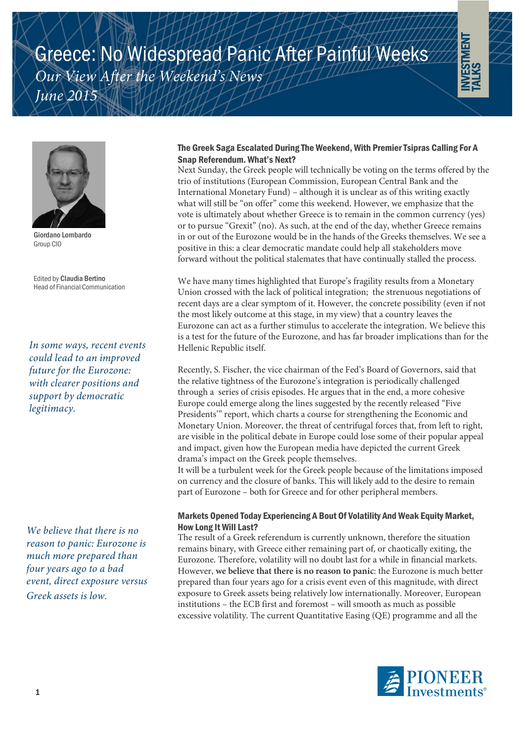# Greece: No Widespread Panic After Painful Weeks

*Our View After the Weekend's News*

*June 2015*

INVESTMENT TALKS

Giordano Lombardo
Group CIO

Edited by **Claudia Bertino**
Head of Financial Communication

*In some ways, recent events could lead to an improved future for the Eurozone: with clearer positions and support by democratic legitimacy.*

*We believe that there is no reason to panic: Eurozone is much more prepared than four years ago to a bad event, direct exposure versus Greek assets is low.*

### The Greek Saga Escalated During The Weekend, With Premier Tsipras Calling For A Snap Referendum. What's Next?

Next Sunday, the Greek people will technically be voting on the terms offered by the trio of institutions (European Commission, European Central Bank and the International Monetary Fund) – although it is unclear as of this writing exactly what will still be "on offer" come this weekend. However, we emphasize that the vote is ultimately about whether Greece is to remain in the common currency (yes) or to pursue "Grexit" (no). As such, at the end of the day, whether Greece remains in or out of the Eurozone would be in the hands of the Greeks themselves. We see a positive in this: a clear democratic mandate could help all stakeholders move forward without the political stalemates that have continually stalled the process.

We have many times highlighted that Europe's fragility results from a Monetary Union crossed with the lack of political integration; the strenuous negotiations of recent days are a clear symptom of it. However, the concrete possibility (even if not the most likely outcome at this stage, in my view) that a country leaves the Eurozone can act as a further stimulus to accelerate the integration. We believe this is a test for the future of the Eurozone, and has far broader implications than for the Hellenic Republic itself.

Recently, S. Fischer, the vice chairman of the Fed's Board of Governors, said that the relative tightness of the Eurozone's integration is periodically challenged through a series of crisis episodes. He argues that in the end, a more cohesive Europe could emerge along the lines suggested by the recently released "Five Presidents'" report, which charts a course for strengthening the Economic and Monetary Union. Moreover, the threat of centrifugal forces that, from left to right, are visible in the political debate in Europe could lose some of their popular appeal and impact, given how the European media have depicted the current Greek drama's impact on the Greek people themselves.
It will be a turbulent week for the Greek people because of the limitations imposed on currency and the closure of banks. This will likely add to the desire to remain part of Eurozone – both for Greece and for other peripheral members.

### Markets Opened Today Experiencing A Bout Of Volatility And Weak Equity Market, How Long It Will Last?

The result of a Greek referendum is currently unknown, therefore the situation remains binary, with Greece either remaining part of, or chaotically exiting, the Eurozone. Therefore, volatility will no doubt last for a while in financial markets. However, **we believe that there is no reason to panic**: the Eurozone is much better prepared than four years ago for a crisis event even of this magnitude, with direct exposure to Greek assets being relatively low internationally. Moreover, European institutions – the ECB first and foremost – will smooth as much as possible excessive volatility. The current Quantitative Easing (QE) programme and all the

PIONEER Investments®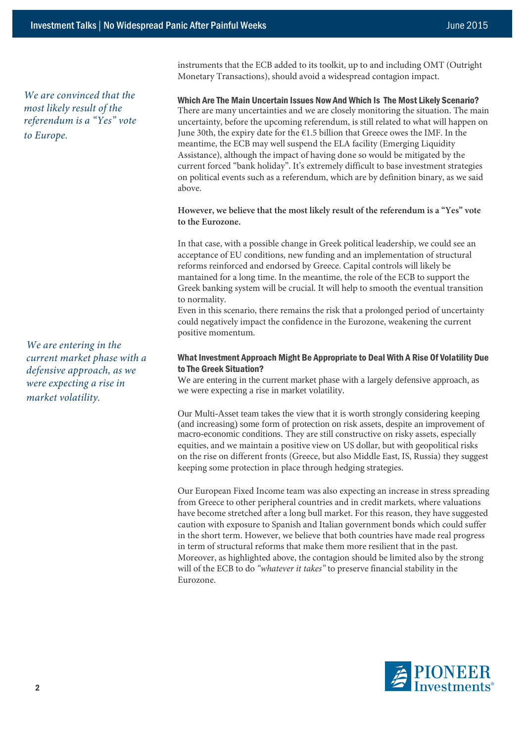instruments that the ECB added to its toolkit, up to and including OMT (Outright Monetary Transactions), should avoid a widespread contagion impact.

*We are convinced that the most likely result of the referendum is a "Yes" vote to Europe.*

### Which Are The Main Uncertain Issues Now And Which Is The Most Likely Scenario?

There are many uncertainties and we are closely monitoring the situation. The main uncertainty, before the upcoming referendum, is still related to what will happen on June 30th, the expiry date for the €1.5 billion that Greece owes the IMF. In the meantime, the ECB may well suspend the ELA facility (Emerging Liquidity Assistance), although the impact of having done so would be mitigated by the current forced "bank holiday". It's extremely difficult to base investment strategies on political events such as a referendum, which are by definition binary, as we said above.

**However, we believe that the most likely result of the referendum is a "Yes" vote to the Eurozone.**

In that case, with a possible change in Greek political leadership, we could see an acceptance of EU conditions, new funding and an implementation of structural reforms reinforced and endorsed by Greece. Capital controls will likely be mantained for a long time. In the meantime, the role of the ECB to support the Greek banking system will be crucial. It will help to smooth the eventual transition to normality.

Even in this scenario, there remains the risk that a prolonged period of uncertainty could negatively impact the confidence in the Eurozone, weakening the current positive momentum.

*We are entering in the current market phase with a defensive approach, as we were expecting a rise in market volatility.*

### What Investment Approach Might Be Appropriate to Deal With A Rise Of Volatility Due to The Greek Situation?

We are entering in the current market phase with a largely defensive approach, as we were expecting a rise in market volatility.

Our Multi-Asset team takes the view that it is worth strongly considering keeping (and increasing) some form of protection on risk assets, despite an improvement of macro-economic conditions. They are still constructive on risky assets, especially equities, and we maintain a positive view on US dollar, but with geopolitical risks on the rise on different fronts (Greece, but also Middle East, IS, Russia) they suggest keeping some protection in place through hedging strategies.

Our European Fixed Income team was also expecting an increase in stress spreading from Greece to other peripheral countries and in credit markets, where valuations have become stretched after a long bull market. For this reason, they have suggested caution with exposure to Spanish and Italian government bonds which could suffer in the short term. However, we believe that both countries have made real progress in term of structural reforms that make them more resilient that in the past. Moreover, as highlighted above, the contagion should be limited also by the strong will of the ECB to do *"whatever it takes"* to preserve financial stability in the Eurozone.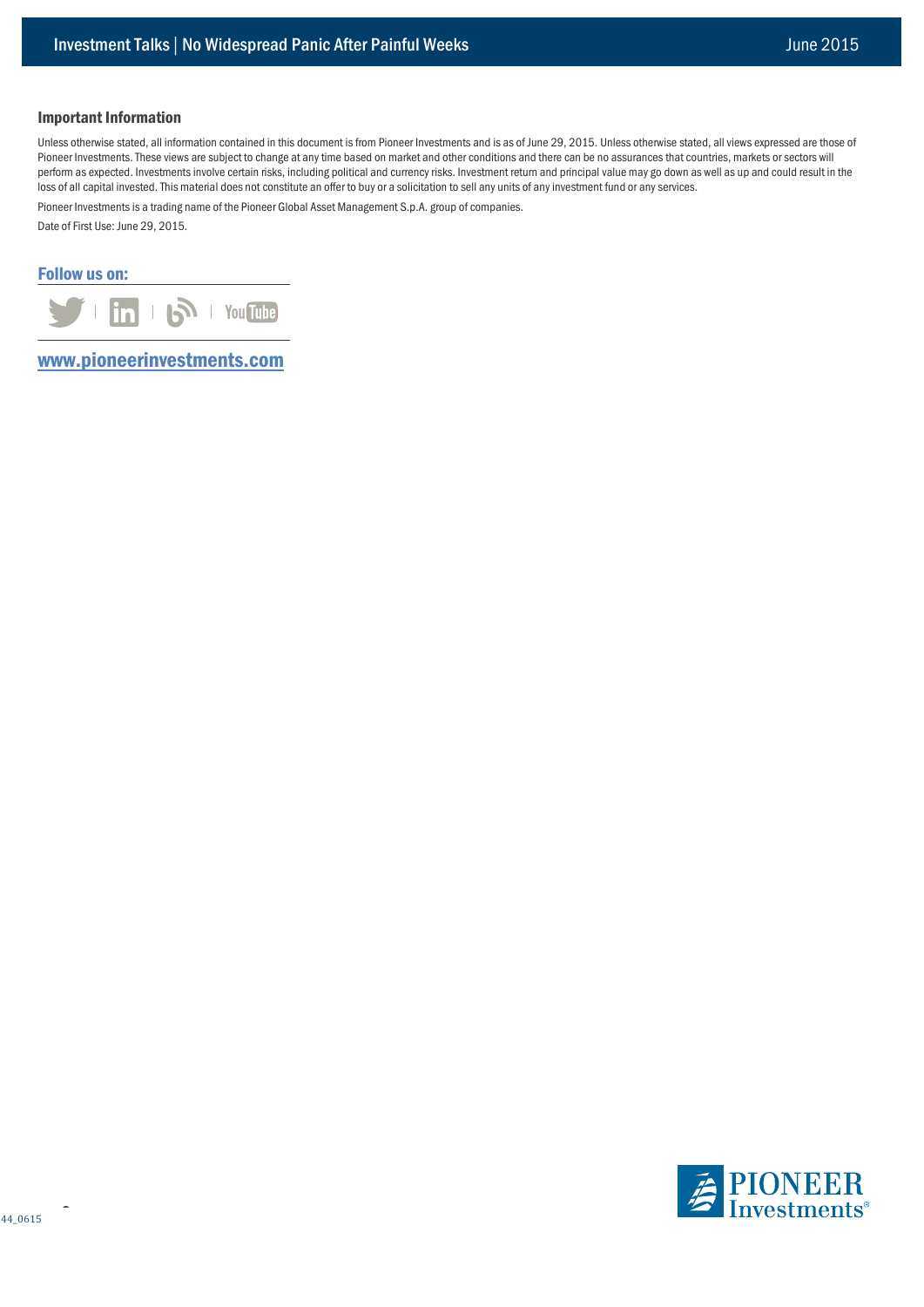## Important Information

Unless otherwise stated, all information contained in this document is from Pioneer Investments and is as of June 29, 2015. Unless otherwise stated, all views expressed are those of Pioneer Investments. These views are subject to change at any time based on market and other conditions and there can be no assurances that countries, markets or sectors will perform as expected. Investments involve certain risks, including political and currency risks. Investment return and principal value may go down as well as up and could result in the loss of all capital invested. This material does not constitute an offer to buy or a solicitation to sell any units of any investment fund or any services.

Pioneer Investments is a trading name of the Pioneer Global Asset Management S.p.A. group of companies.

Date of First Use: June 29, 2015.

**Follow us on:**

**www.pioneerinvestments.com**

44_0615